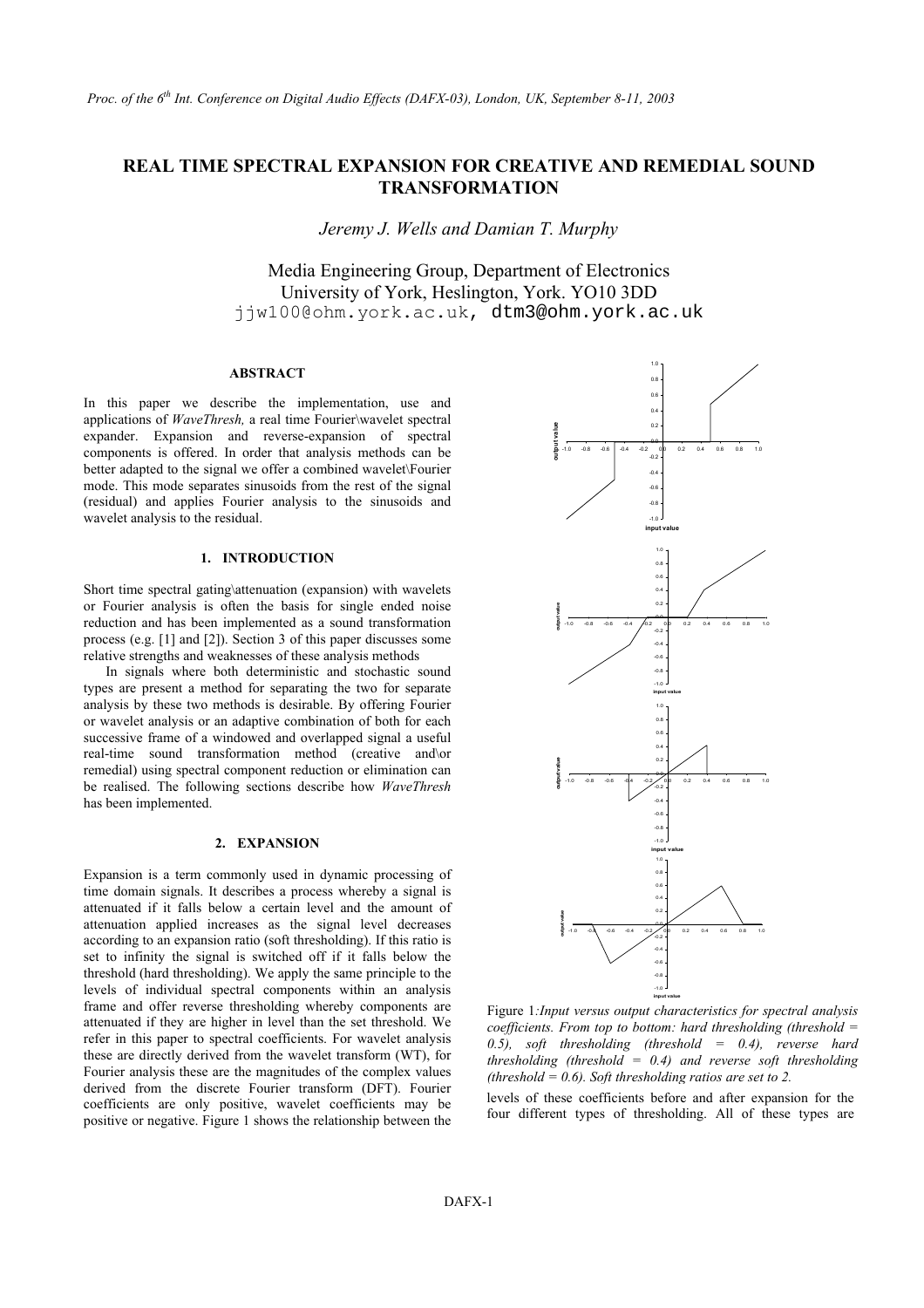# REAL TIME SPECTRAL EXPANSION FOR CREATIVE AND REMEDIAL SOUND TRANSFORMATION

*Jeremy J. Wells and Damian T. Murphy*

Media Engineering Group, Department of Electronics
University of York, Heslington, York. YO10 3DD
jjw100@ohm.york.ac.uk, dtm3@ohm.york.ac.uk

## ABSTRACT

In this paper we describe the implementation, use and applications of *WaveThresh,* a real time Fourier\wavelet spectral expander. Expansion and reverse-expansion of spectral components is offered. In order that analysis methods can be better adapted to the signal we offer a combined wavelet\Fourier mode. This mode separates sinusoids from the rest of the signal (residual) and applies Fourier analysis to the sinusoids and wavelet analysis to the residual.

## 1. INTRODUCTION

Short time spectral gating\attenuation (expansion) with wavelets or Fourier analysis is often the basis for single ended noise reduction and has been implemented as a sound transformation process (e.g. [1] and [2]). Section 3 of this paper discusses some relative strengths and weaknesses of these analysis methods

In signals where both deterministic and stochastic sound types are present a method for separating the two for separate analysis by these two methods is desirable. By offering Fourier or wavelet analysis or an adaptive combination of both for each successive frame of a windowed and overlapped signal a useful real-time sound transformation method (creative and\or remedial) using spectral component reduction or elimination can be realised. The following sections describe how *WaveThresh* has been implemented.

## 2. EXPANSION

Expansion is a term commonly used in dynamic processing of time domain signals. It describes a process whereby a signal is attenuated if it falls below a certain level and the amount of attenuation applied increases as the signal level decreases according to an expansion ratio (soft thresholding). If this ratio is set to infinity the signal is switched off if it falls below the threshold (hard thresholding). We apply the same principle to the levels of individual spectral components within an analysis frame and offer reverse thresholding whereby components are attenuated if they are higher in level than the set threshold. We refer in this paper to spectral coefficients. For wavelet analysis these are directly derived from the wavelet transform (WT), for Fourier analysis these are the magnitudes of the complex values derived from the discrete Fourier transform (DFT). Fourier coefficients are only positive, wavelet coefficients may be positive or negative. Figure 1 shows the relationship between the levels of these coefficients before and after expansion for the four different types of thresholding. All of these types are

Figure 1*:Input versus output characteristics for spectral analysis coefficients. From top to bottom: hard thresholding (threshold = 0.5), soft thresholding (threshold = 0.4), reverse hard thresholding (threshold = 0.4) and reverse soft thresholding (threshold = 0.6). Soft thresholding ratios are set to 2.*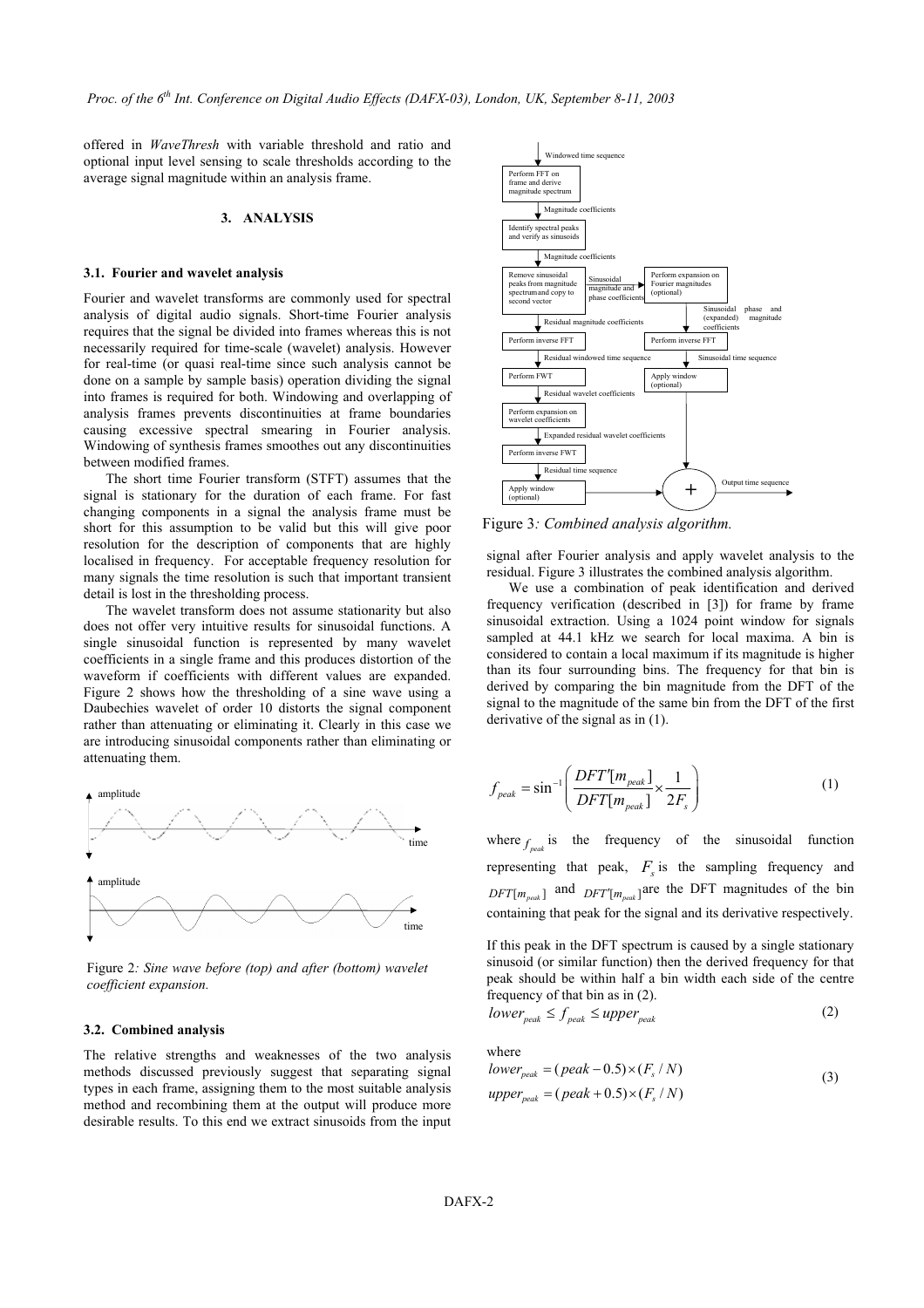offered in *WaveThresh* with variable threshold and ratio and optional input level sensing to scale thresholds according to the average signal magnitude within an analysis frame.

## 3. ANALYSIS

### 3.1. Fourier and wavelet analysis

Fourier and wavelet transforms are commonly used for spectral analysis of digital audio signals. Short-time Fourier analysis requires that the signal be divided into frames whereas this is not necessarily required for time-scale (wavelet) analysis. However for real-time (or quasi real-time since such analysis cannot be done on a sample by sample basis) operation dividing the signal into frames is required for both. Windowing and overlapping of analysis frames prevents discontinuities at frame boundaries causing excessive spectral smearing in Fourier analysis. Windowing of synthesis frames smoothes out any discontinuities between modified frames.

The short time Fourier transform (STFT) assumes that the signal is stationary for the duration of each frame. For fast changing components in a signal the analysis frame must be short for this assumption to be valid but this will give poor resolution for the description of components that are highly localised in frequency. For acceptable frequency resolution for many signals the time resolution is such that important transient detail is lost in the thresholding process.

The wavelet transform does not assume stationarity but also does not offer very intuitive results for sinusoidal functions. A single sinusoidal function is represented by many wavelet coefficients in a single frame and this produces distortion of the waveform if coefficients with different values are expanded. Figure 2 shows how the thresholding of a sine wave using a Daubechies wavelet of order 10 distorts the signal component rather than attenuating or eliminating it. Clearly in this case we are introducing sinusoidal components rather than eliminating or attenuating them.

Figure 2*: Sine wave before (top) and after (bottom) wavelet coefficient expansion.*

### 3.2. Combined analysis

The relative strengths and weaknesses of the two analysis methods discussed previously suggest that separating signal types in each frame, assigning them to the most suitable analysis method and recombining them at the output will produce more desirable results. To this end we extract sinusoids from the input signal after Fourier analysis and apply wavelet analysis to the residual. Figure 3 illustrates the combined analysis algorithm.

Figure 3*: Combined analysis algorithm.*

We use a combination of peak identification and derived frequency verification (described in [3]) for frame by frame sinusoidal extraction. Using a 1024 point window for signals sampled at 44.1 kHz we search for local maxima. A bin is considered to contain a local maximum if its magnitude is higher than its four surrounding bins. The frequency for that bin is derived by comparing the bin magnitude from the DFT of the signal to the magnitude of the same bin from the DFT of the first derivative of the signal as in (1).

$$f_{peak} = \sin^{-1}\left(\frac{DFT'[m_{peak}]}{DFT[m_{peak}]} \times \frac{1}{2F_s}\right) \tag{1}$$

where $f_{peak}$ is the frequency of the sinusoidal function representing that peak, $F_s$ is the sampling frequency and $DFT[m_{peak}]$ and $DFT'[m_{peak}]$ are the DFT magnitudes of the bin containing that peak for the signal and its derivative respectively.

If this peak in the DFT spectrum is caused by a single stationary sinusoid (or similar function) then the derived frequency for that peak should be within half a bin width each side of the centre frequency of that bin as in (2).

$$lower_{peak} \leq f_{peak} \leq upper_{peak} \tag{2}$$

where

$$\begin{aligned} lower_{peak} &= (peak - 0.5) \times (F_s / N) \\ upper_{peak} &= (peak + 0.5) \times (F_s / N) \end{aligned} \tag{3}$$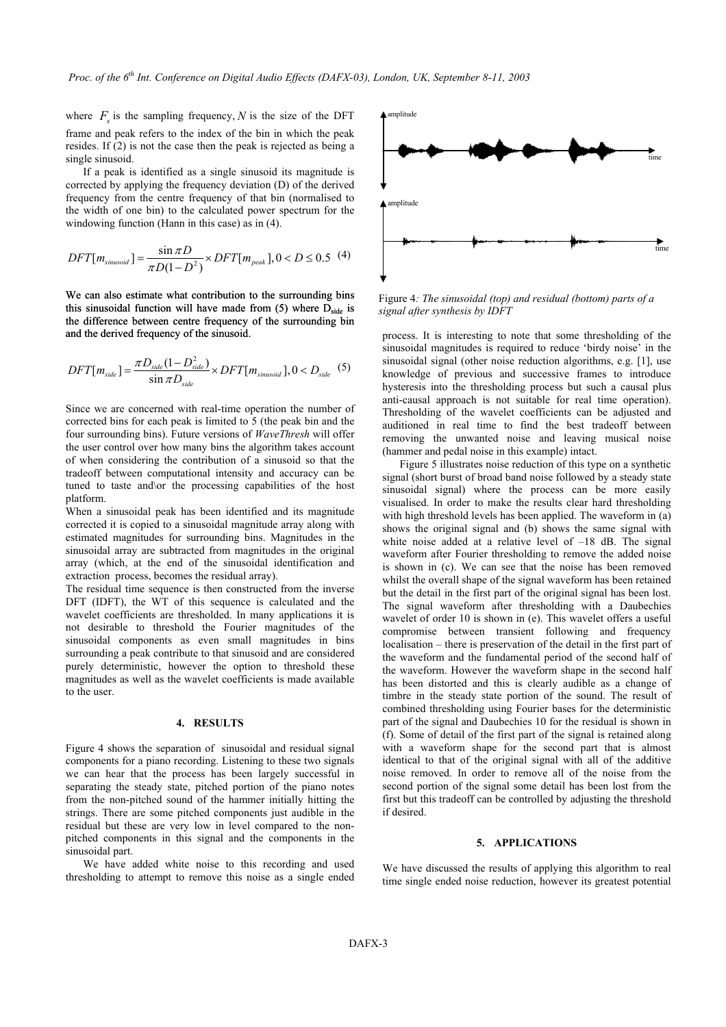where $F_s$ is the sampling frequency, $N$ is the size of the DFT frame and peak refers to the index of the bin in which the peak resides. If (2) is not the case then the peak is rejected as being a single sinusoid.

If a peak is identified as a single sinusoid its magnitude is corrected by applying the frequency deviation (D) of the derived frequency from the centre frequency of that bin (normalised to the width of one bin) to the calculated power spectrum for the windowing function (Hann in this case) as in (4).

$$DFT[m_{sinusoid}] = \frac{\sin \pi D}{\pi D(1-D^2)} \times DFT[m_{peak}], 0 < D \leq 0.5 \quad (4)$$

We can also estimate what contribution to the surrounding bins this sinusoidal function will have made from (5) where $D_{side}$ is the difference between centre frequency of the surrounding bin and the derived frequency of the sinusoid.

$$DFT[m_{side}] = \frac{\pi D_{side}(1-D_{side}^2)}{\sin \pi D_{side}} \times DFT[m_{sinusoid}], 0 < D_{side} \quad (5)$$

Since we are concerned with real-time operation the number of corrected bins for each peak is limited to 5 (the peak bin and the four surrounding bins). Future versions of *WaveThresh* will offer the user control over how many bins the algorithm takes account of when considering the contribution of a sinusoid so that the tradeoff between computational intensity and accuracy can be tuned to taste and\or the processing capabilities of the host platform.

When a sinusoidal peak has been identified and its magnitude corrected it is copied to a sinusoidal magnitude array along with estimated magnitudes for surrounding bins. Magnitudes in the sinusoidal array are subtracted from magnitudes in the original array (which, at the end of the sinusoidal identification and extraction process, becomes the residual array).

The residual time sequence is then constructed from the inverse DFT (IDFT), the WT of this sequence is calculated and the wavelet coefficients are thresholded. In many applications it is not desirable to threshold the Fourier magnitudes of the sinusoidal components as even small magnitudes in bins surrounding a peak contribute to that sinusoid and are considered purely deterministic, however the option to threshold these magnitudes as well as the wavelet coefficients is made available to the user.

## 4. RESULTS

Figure 4 shows the separation of sinusoidal and residual signal components for a piano recording. Listening to these two signals we can hear that the process has been largely successful in separating the steady state, pitched portion of the piano notes from the non-pitched sound of the hammer initially hitting the strings. There are some pitched components just audible in the residual but these are very low in level compared to the non-pitched components in this signal and the components in the sinusoidal part.

We have added white noise to this recording and used thresholding to attempt to remove this noise as a single ended process. It is interesting to note that some thresholding of the sinusoidal magnitudes is required to reduce 'birdy noise' in the sinusoidal signal (other noise reduction algorithms, e.g. [1], use knowledge of previous and successive frames to introduce hysteresis into the thresholding process but such a causal plus anti-causal approach is not suitable for real time operation). Thresholding of the wavelet coefficients can be adjusted and auditioned in real time to find the best tradeoff between removing the unwanted noise and leaving musical noise (hammer and pedal noise in this example) intact.

*Figure 4: The sinusoidal (top) and residual (bottom) parts of a signal after synthesis by IDFT*

Figure 5 illustrates noise reduction of this type on a synthetic signal (short burst of broad band noise followed by a steady state sinusoidal signal) where the process can be more easily visualised. In order to make the results clear hard thresholding with high threshold levels has been applied. The waveform in (a) shows the original signal and (b) shows the same signal with white noise added at a relative level of –18 dB. The signal waveform after Fourier thresholding to remove the added noise is shown in (c). We can see that the noise has been removed whilst the overall shape of the signal waveform has been retained but the detail in the first part of the original signal has been lost. The signal waveform after thresholding with a Daubechies wavelet of order 10 is shown in (e). This wavelet offers a useful compromise between transient following and frequency localisation – there is preservation of the detail in the first part of the waveform and the fundamental period of the second half of the waveform. However the waveform shape in the second half has been distorted and this is clearly audible as a change of timbre in the steady state portion of the sound. The result of combined thresholding using Fourier bases for the deterministic part of the signal and Daubechies 10 for the residual is shown in (f). Some of detail of the first part of the signal is retained along with a waveform shape for the second part that is almost identical to that of the original signal with all of the additive noise removed. In order to remove all of the noise from the second portion of the signal some detail has been lost from the first but this tradeoff can be controlled by adjusting the threshold if desired.

## 5. APPLICATIONS

We have discussed the results of applying this algorithm to real time single ended noise reduction, however its greatest potential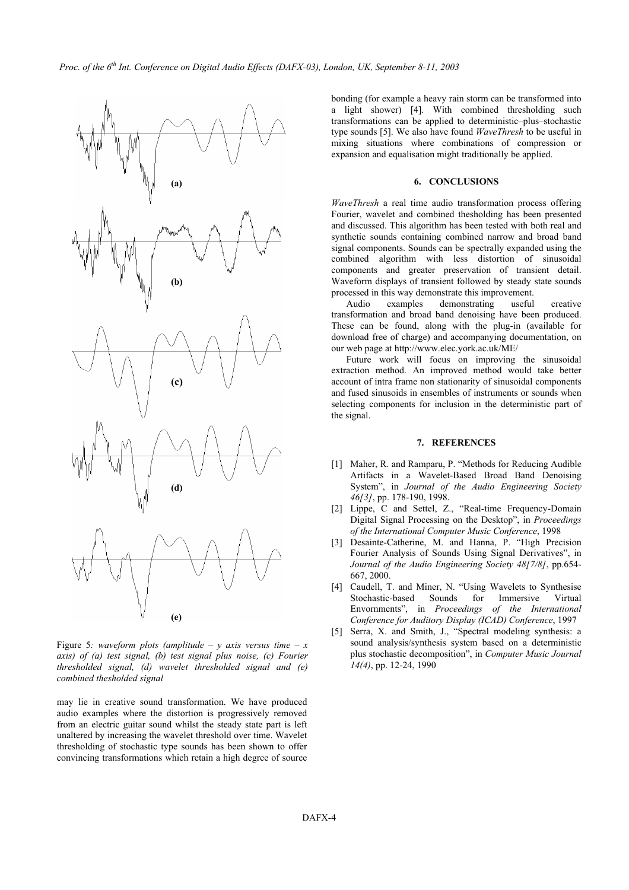(a)

(b)

(c)

(d)

(e)

Figure 5*: waveform plots (amplitude – y axis versus time – x axis) of (a) test signal, (b) test signal plus noise, (c) Fourier thresholded signal, (d) wavelet thresholded signal and (e) combined thesholded signal*

may lie in creative sound transformation. We have produced audio examples where the distortion is progressively removed from an electric guitar sound whilst the steady state part is left unaltered by increasing the wavelet threshold over time. Wavelet thresholding of stochastic type sounds has been shown to offer convincing transformations which retain a high degree of source bonding (for example a heavy rain storm can be transformed into a light shower) [4]. With combined thresholding such transformations can be applied to deterministic–plus–stochastic type sounds [5]. We also have found *WaveThresh* to be useful in mixing situations where combinations of compression or expansion and equalisation might traditionally be applied.

## 6. CONCLUSIONS

*WaveThresh* a real time audio transformation process offering Fourier, wavelet and combined thesholding has been presented and discussed. This algorithm has been tested with both real and synthetic sounds containing combined narrow and broad band signal components. Sounds can be spectrally expanded using the combined algorithm with less distortion of sinusoidal components and greater preservation of transient detail. Waveform displays of transient followed by steady state sounds processed in this way demonstrate this improvement.

Audio examples demonstrating useful creative transformation and broad band denoising have been produced. These can be found, along with the plug-in (available for download free of charge) and accompanying documentation, on our web page at http://www.elec.york.ac.uk/ME/

Future work will focus on improving the sinusoidal extraction method. An improved method would take better account of intra frame non stationarity of sinusoidal components and fused sinusoids in ensembles of instruments or sounds when selecting components for inclusion in the deterministic part of the signal.

## 7. REFERENCES

[1] Maher, R. and Ramparu, P. "Methods for Reducing Audible Artifacts in a Wavelet-Based Broad Band Denoising System", in *Journal of the Audio Engineering Society 46[3]*, pp. 178-190, 1998.

[2] Lippe, C and Settel, Z., "Real-time Frequency-Domain Digital Signal Processing on the Desktop", in *Proceedings of the International Computer Music Conference*, 1998

[3] Desainte-Catherine, M. and Hanna, P. "High Precision Fourier Analysis of Sounds Using Signal Derivatives", in *Journal of the Audio Engineering Society 48[7/8]*, pp.654-667, 2000.

[4] Caudell, T. and Miner, N. "Using Wavelets to Synthesise Stochastic-based Sounds for Immersive Virtual Envornments", in *Proceedings of the International Conference for Auditory Display (ICAD) Conference*, 1997

[5] Serra, X. and Smith, J., "Spectral modeling synthesis: a sound analysis/synthesis system based on a deterministic plus stochastic decomposition", in *Computer Music Journal 14(4)*, pp. 12-24, 1990